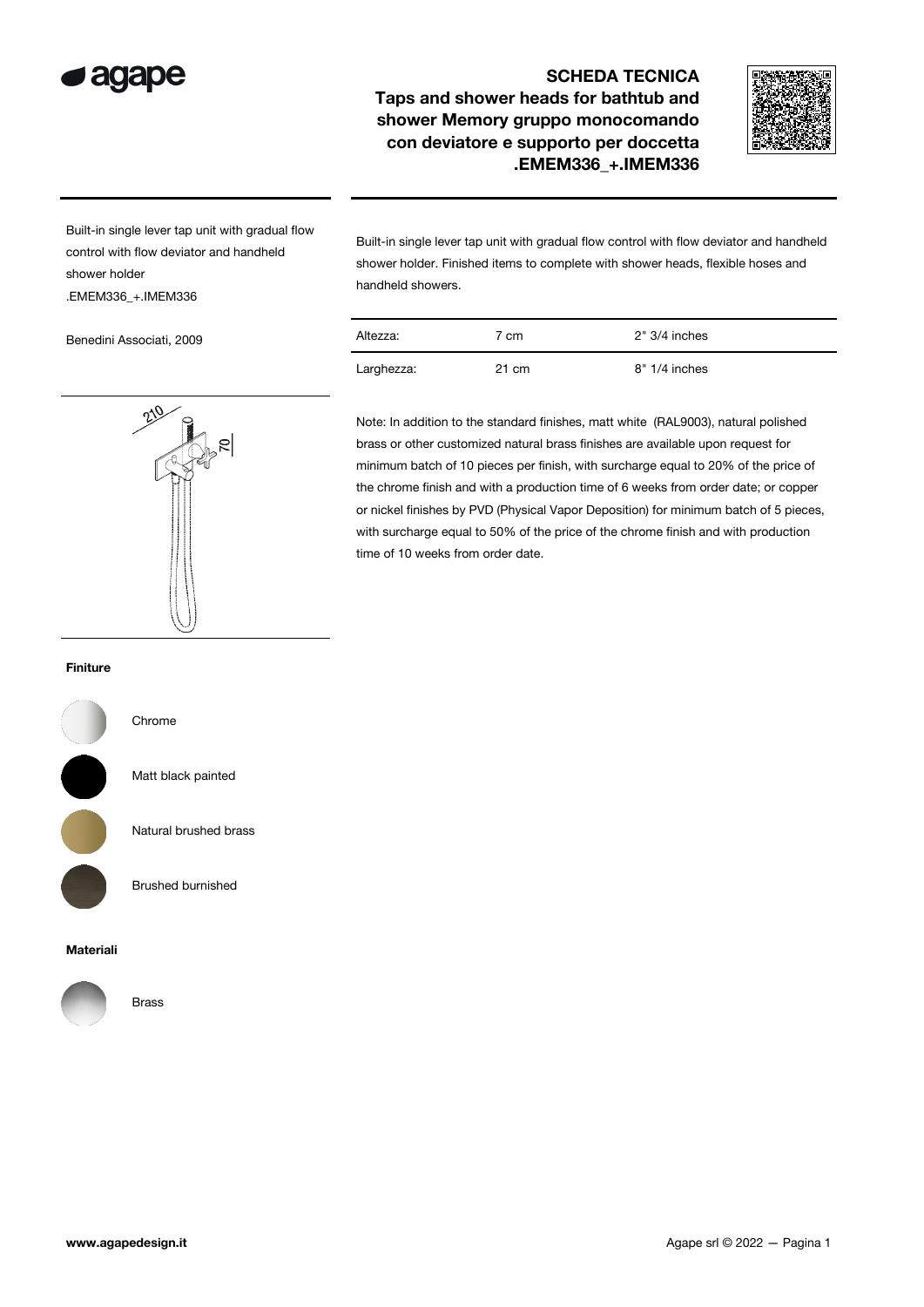# SCHEDA TECNICA

## Taps and shower heads for bathtub and shower Memory gruppo monocomando con deviatore e supporto per doccetta .EMEM336_+.IMEM336

Built-in single lever tap unit with gradual flow control with flow deviator and handheld shower holder
.EMEM336_+.IMEM336

Benedini Associati, 2009

210

70

Built-in single lever tap unit with gradual flow control with flow deviator and handheld shower holder. Finished items to complete with shower heads, flexible hoses and handheld showers.

| | | |
|---|---|---|
| Altezza: | 7 cm | 2" 3/4 inches |
| Larghezza: | 21 cm | 8" 1/4 inches |

Note: In addition to the standard finishes, matt white (RAL9003), natural polished brass or other customized natural brass finishes are available upon request for minimum batch of 10 pieces per finish, with surcharge equal to 20% of the price of the chrome finish and with a production time of 6 weeks from order date; or copper or nickel finishes by PVD (Physical Vapor Deposition) for minimum batch of 5 pieces, with surcharge equal to 50% of the price of the chrome finish and with production time of 10 weeks from order date.

### Finiture

- Chrome
- Matt black painted
- Natural brushed brass
- Brushed burnished

### Materiali

- Brass

www.agapedesign.it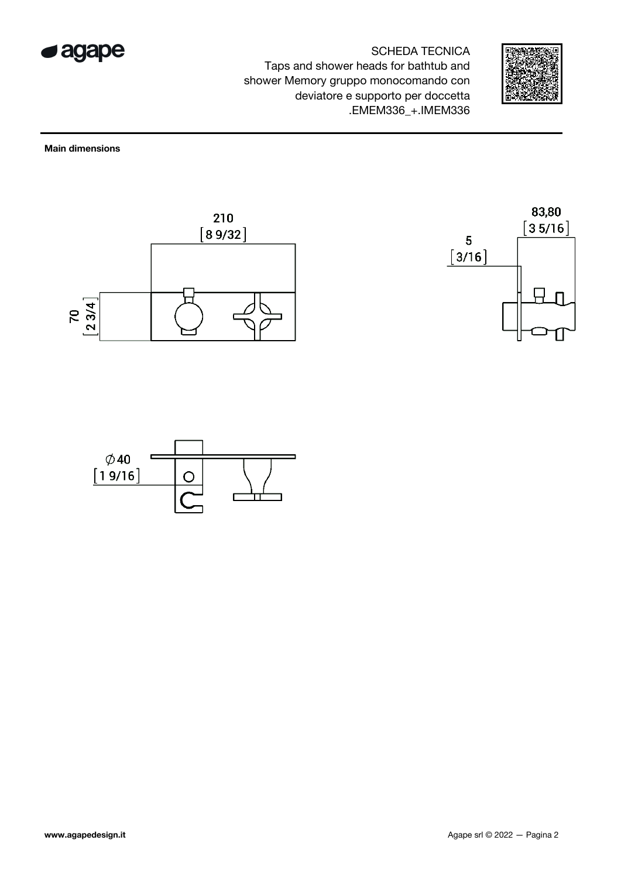SCHEDA TECNICA
Taps and shower heads for bathtub and shower Memory gruppo monocomando con deviatore e supporto per doccetta .EMEM336_+.IMEM336

**Main dimensions**

210
[8 9/32]

70
[2 3/4]

83,80
[3 5/16]

5
[3/16]

∅40
[1 9/16]